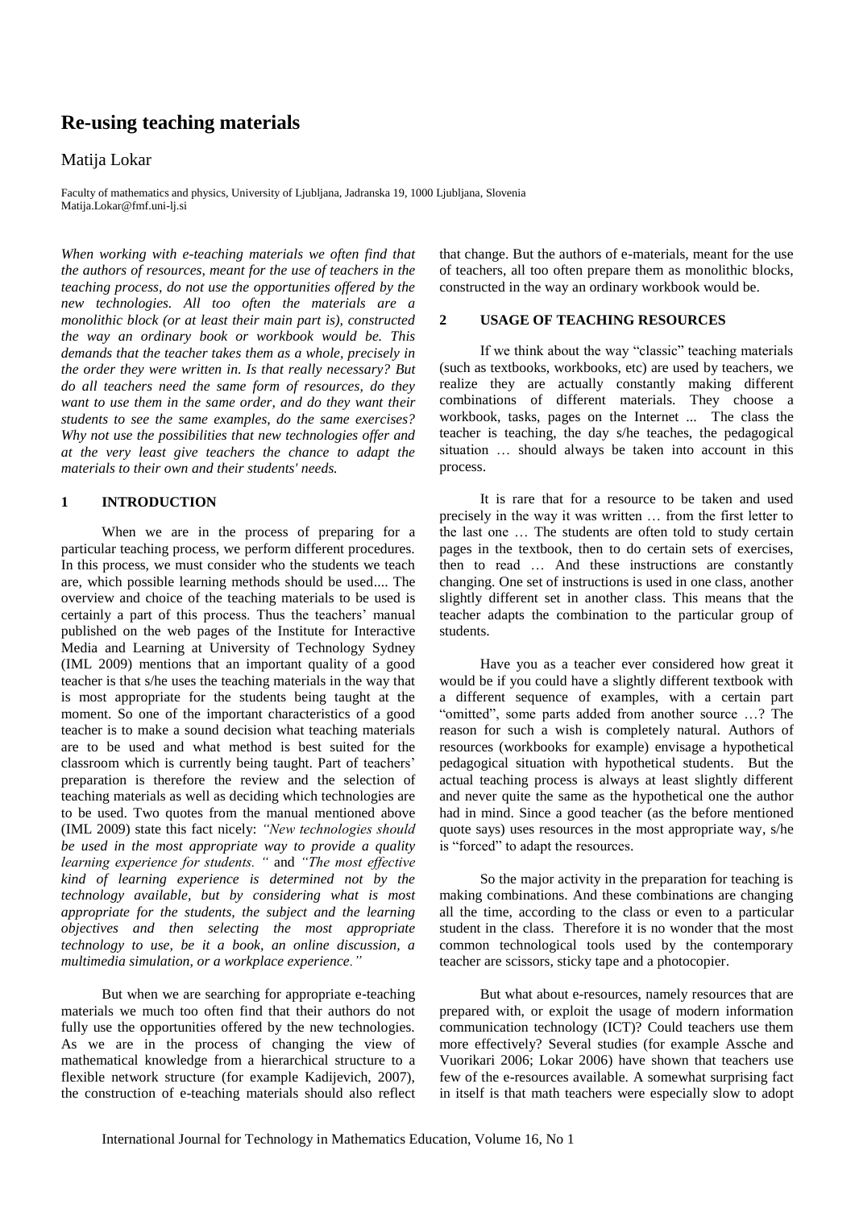# Re-using teaching materials

Matija Lokar

Faculty of mathematics and physics, University of Ljubljana, Jadranska 19, 1000 Ljubljana, Slovenia
Matija.Lokar@fmf.uni-lj.si

*When working with e-teaching materials we often find that the authors of resources, meant for the use of teachers in the teaching process, do not use the opportunities offered by the new technologies. All too often the materials are a monolithic block (or at least their main part is), constructed the way an ordinary book or workbook would be. This demands that the teacher takes them as a whole, precisely in the order they were written in. Is that really necessary? But do all teachers need the same form of resources, do they want to use them in the same order, and do they want their students to see the same examples, do the same exercises? Why not use the possibilities that new technologies offer and at the very least give teachers the chance to adapt the materials to their own and their students' needs.*

## 1 INTRODUCTION

When we are in the process of preparing for a particular teaching process, we perform different procedures. In this process, we must consider who the students we teach are, which possible learning methods should be used.... The overview and choice of the teaching materials to be used is certainly a part of this process. Thus the teachers' manual published on the web pages of the Institute for Interactive Media and Learning at University of Technology Sydney (IML 2009) mentions that an important quality of a good teacher is that s/he uses the teaching materials in the way that is most appropriate for the students being taught at the moment. So one of the important characteristics of a good teacher is to make a sound decision what teaching materials are to be used and what method is best suited for the classroom which is currently being taught. Part of teachers' preparation is therefore the review and the selection of teaching materials as well as deciding which technologies are to be used. Two quotes from the manual mentioned above (IML 2009) state this fact nicely: *"New technologies should be used in the most appropriate way to provide a quality learning experience for students. "* and *"The most effective kind of learning experience is determined not by the technology available, but by considering what is most appropriate for the students, the subject and the learning objectives and then selecting the most appropriate technology to use, be it a book, an online discussion, a multimedia simulation, or a workplace experience."*

But when we are searching for appropriate e-teaching materials we much too often find that their authors do not fully use the opportunities offered by the new technologies. As we are in the process of changing the view of mathematical knowledge from a hierarchical structure to a flexible network structure (for example Kadijevich, 2007), the construction of e-teaching materials should also reflect that change. But the authors of e-materials, meant for the use of teachers, all too often prepare them as monolithic blocks, constructed in the way an ordinary workbook would be.

## 2 USAGE OF TEACHING RESOURCES

If we think about the way "classic" teaching materials (such as textbooks, workbooks, etc) are used by teachers, we realize they are actually constantly making different combinations of different materials. They choose a workbook, tasks, pages on the Internet ... The class the teacher is teaching, the day s/he teaches, the pedagogical situation … should always be taken into account in this process.

It is rare that for a resource to be taken and used precisely in the way it was written … from the first letter to the last one … The students are often told to study certain pages in the textbook, then to do certain sets of exercises, then to read … And these instructions are constantly changing. One set of instructions is used in one class, another slightly different set in another class. This means that the teacher adapts the combination to the particular group of students.

Have you as a teacher ever considered how great it would be if you could have a slightly different textbook with a different sequence of examples, with a certain part "omitted", some parts added from another source …? The reason for such a wish is completely natural. Authors of resources (workbooks for example) envisage a hypothetical pedagogical situation with hypothetical students. But the actual teaching process is always at least slightly different and never quite the same as the hypothetical one the author had in mind. Since a good teacher (as the before mentioned quote says) uses resources in the most appropriate way, s/he is "forced" to adapt the resources.

So the major activity in the preparation for teaching is making combinations. And these combinations are changing all the time, according to the class or even to a particular student in the class. Therefore it is no wonder that the most common technological tools used by the contemporary teacher are scissors, sticky tape and a photocopier.

But what about e-resources, namely resources that are prepared with, or exploit the usage of modern information communication technology (ICT)? Could teachers use them more effectively? Several studies (for example Assche and Vuorikari 2006; Lokar 2006) have shown that teachers use few of the e-resources available. A somewhat surprising fact in itself is that math teachers were especially slow to adopt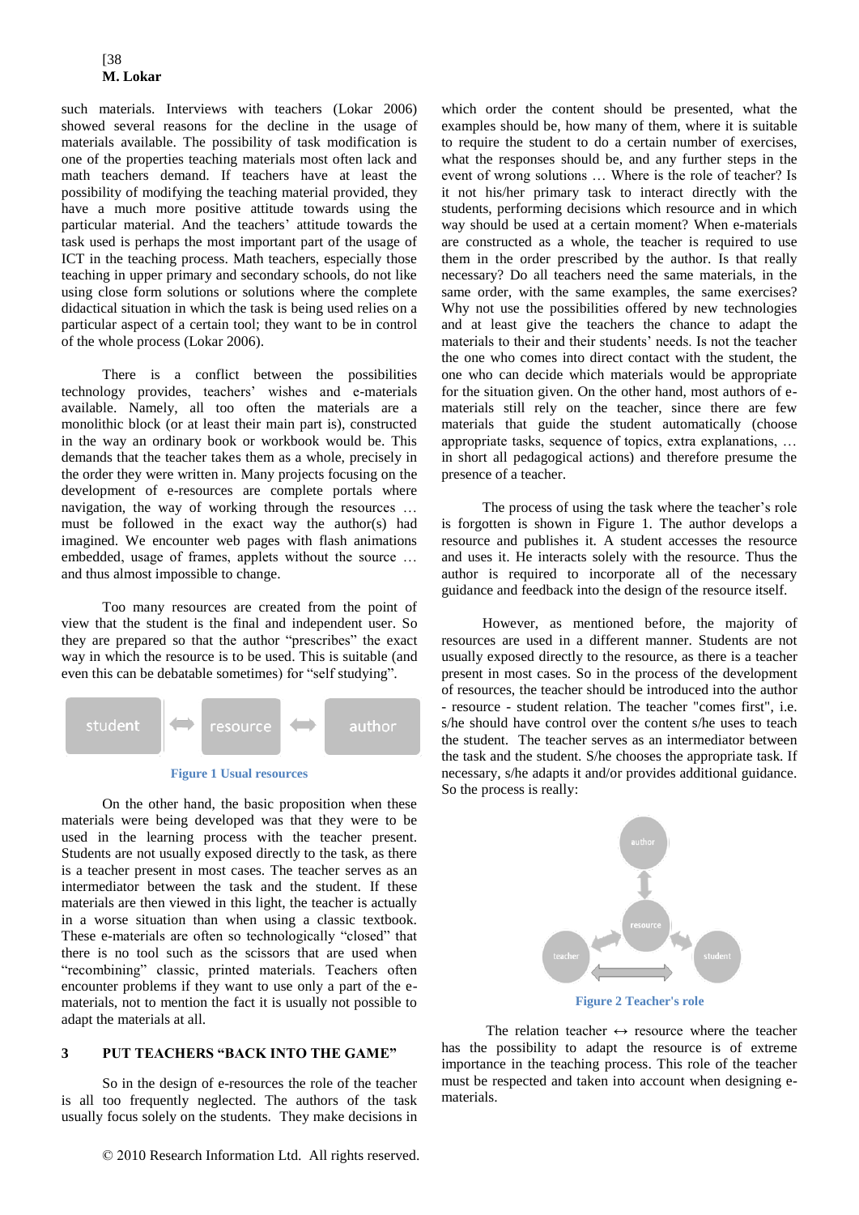such materials. Interviews with teachers (Lokar 2006) showed several reasons for the decline in the usage of materials available. The possibility of task modification is one of the properties teaching materials most often lack and math teachers demand. If teachers have at least the possibility of modifying the teaching material provided, they have a much more positive attitude towards using the particular material. And the teachers' attitude towards the task used is perhaps the most important part of the usage of ICT in the teaching process. Math teachers, especially those teaching in upper primary and secondary schools, do not like using close form solutions or solutions where the complete didactical situation in which the task is being used relies on a particular aspect of a certain tool; they want to be in control of the whole process (Lokar 2006).

There is a conflict between the possibilities technology provides, teachers' wishes and e-materials available. Namely, all too often the materials are a monolithic block (or at least their main part is), constructed in the way an ordinary book or workbook would be. This demands that the teacher takes them as a whole, precisely in the order they were written in. Many projects focusing on the development of e-resources are complete portals where navigation, the way of working through the resources … must be followed in the exact way the author(s) had imagined. We encounter web pages with flash animations embedded, usage of frames, applets without the source … and thus almost impossible to change.

Too many resources are created from the point of view that the student is the final and independent user. So they are prepared so that the author "prescribes" the exact way in which the resource is to be used. This is suitable (and even this can be debatable sometimes) for "self studying".

student ⟺ resource ⟺ author

**Figure 1 Usual resources**

On the other hand, the basic proposition when these materials were being developed was that they were to be used in the learning process with the teacher present. Students are not usually exposed directly to the task, as there is a teacher present in most cases. The teacher serves as an intermediator between the task and the student. If these materials are then viewed in this light, the teacher is actually in a worse situation than when using a classic textbook. These e-materials are often so technologically "closed" that there is no tool such as the scissors that are used when "recombining" classic, printed materials. Teachers often encounter problems if they want to use only a part of the e-materials, not to mention the fact it is usually not possible to adapt the materials at all.

## 3 PUT TEACHERS "BACK INTO THE GAME"

So in the design of e-resources the role of the teacher is all too frequently neglected. The authors of the task usually focus solely on the students. They make decisions in which order the content should be presented, what the examples should be, how many of them, where it is suitable to require the student to do a certain number of exercises, what the responses should be, and any further steps in the event of wrong solutions … Where is the role of teacher? Is it not his/her primary task to interact directly with the students, performing decisions which resource and in which way should be used at a certain moment? When e-materials are constructed as a whole, the teacher is required to use them in the order prescribed by the author. Is that really necessary? Do all teachers need the same materials, in the same order, with the same examples, the same exercises? Why not use the possibilities offered by new technologies and at least give the teachers the chance to adapt the materials to their and their students' needs. Is not the teacher the one who comes into direct contact with the student, the one who can decide which materials would be appropriate for the situation given. On the other hand, most authors of e-materials still rely on the teacher, since there are few materials that guide the student automatically (choose appropriate tasks, sequence of topics, extra explanations, … in short all pedagogical actions) and therefore presume the presence of a teacher.

The process of using the task where the teacher's role is forgotten is shown in Figure 1. The author develops a resource and publishes it. A student accesses the resource and uses it. He interacts solely with the resource. Thus the author is required to incorporate all of the necessary guidance and feedback into the design of the resource itself.

However, as mentioned before, the majority of resources are used in a different manner. Students are not usually exposed directly to the resource, as there is a teacher present in most cases. So in the process of the development of resources, the teacher should be introduced into the author - resource - student relation. The teacher "comes first", i.e. s/he should have control over the content s/he uses to teach the student. The teacher serves as an intermediator between the task and the student. S/he chooses the appropriate task. If necessary, s/he adapts it and/or provides additional guidance. So the process is really:

author, resource, teacher, student

**Figure 2 Teacher's role**

The relation teacher ↔ resource where the teacher has the possibility to adapt the resource is of extreme importance in the teaching process. This role of the teacher must be respected and taken into account when designing e-materials.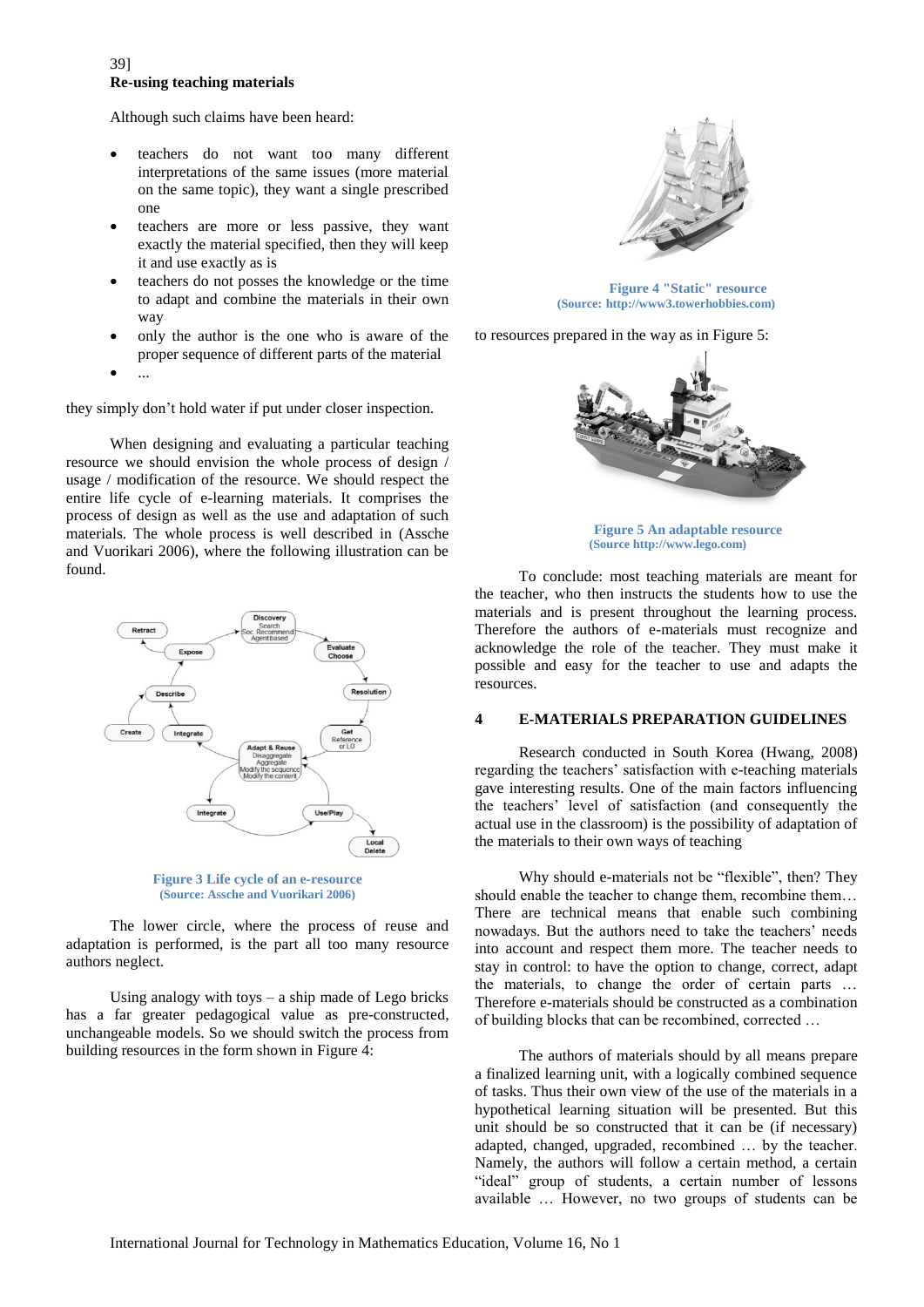39]

**Re-using teaching materials**

Although such claims have been heard:

- teachers do not want too many different interpretations of the same issues (more material on the same topic), they want a single prescribed one
- teachers are more or less passive, they want exactly the material specified, then they will keep it and use exactly as is
- teachers do not posses the knowledge or the time to adapt and combine the materials in their own way
- only the author is the one who is aware of the proper sequence of different parts of the material
- ...

they simply don't hold water if put under closer inspection.

When designing and evaluating a particular teaching resource we should envision the whole process of design / usage / modification of the resource. We should respect the entire life cycle of e-learning materials. It comprises the process of design as well as the use and adaptation of such materials. The whole process is well described in (Assche and Vuorikari 2006), where the following illustration can be found.

**Figure 3 Life cycle of an e-resource**
**(Source: Assche and Vuorikari 2006)**

The lower circle, where the process of reuse and adaptation is performed, is the part all too many resource authors neglect.

Using analogy with toys – a ship made of Lego bricks has a far greater pedagogical value as pre-constructed, unchangeable models. So we should switch the process from building resources in the form shown in Figure 4:

**Figure 4 "Static" resource**
**(Source: http://www3.towerhobbies.com)**

to resources prepared in the way as in Figure 5:

**Figure 5 An adaptable resource**
**(Source http://www.lego.com)**

To conclude: most teaching materials are meant for the teacher, who then instructs the students how to use the materials and is present throughout the learning process. Therefore the authors of e-materials must recognize and acknowledge the role of the teacher. They must make it possible and easy for the teacher to use and adapts the resources.

## 4 E-MATERIALS PREPARATION GUIDELINES

Research conducted in South Korea (Hwang, 2008) regarding the teachers' satisfaction with e-teaching materials gave interesting results. One of the main factors influencing the teachers' level of satisfaction (and consequently the actual use in the classroom) is the possibility of adaptation of the materials to their own ways of teaching

Why should e-materials not be "flexible", then? They should enable the teacher to change them, recombine them… There are technical means that enable such combining nowadays. But the authors need to take the teachers' needs into account and respect them more. The teacher needs to stay in control: to have the option to change, correct, adapt the materials, to change the order of certain parts … Therefore e-materials should be constructed as a combination of building blocks that can be recombined, corrected …

The authors of materials should by all means prepare a finalized learning unit, with a logically combined sequence of tasks. Thus their own view of the use of the materials in a hypothetical learning situation will be presented. But this unit should be so constructed that it can be (if necessary) adapted, changed, upgraded, recombined … by the teacher. Namely, the authors will follow a certain method, a certain "ideal" group of students, a certain number of lessons available … However, no two groups of students can be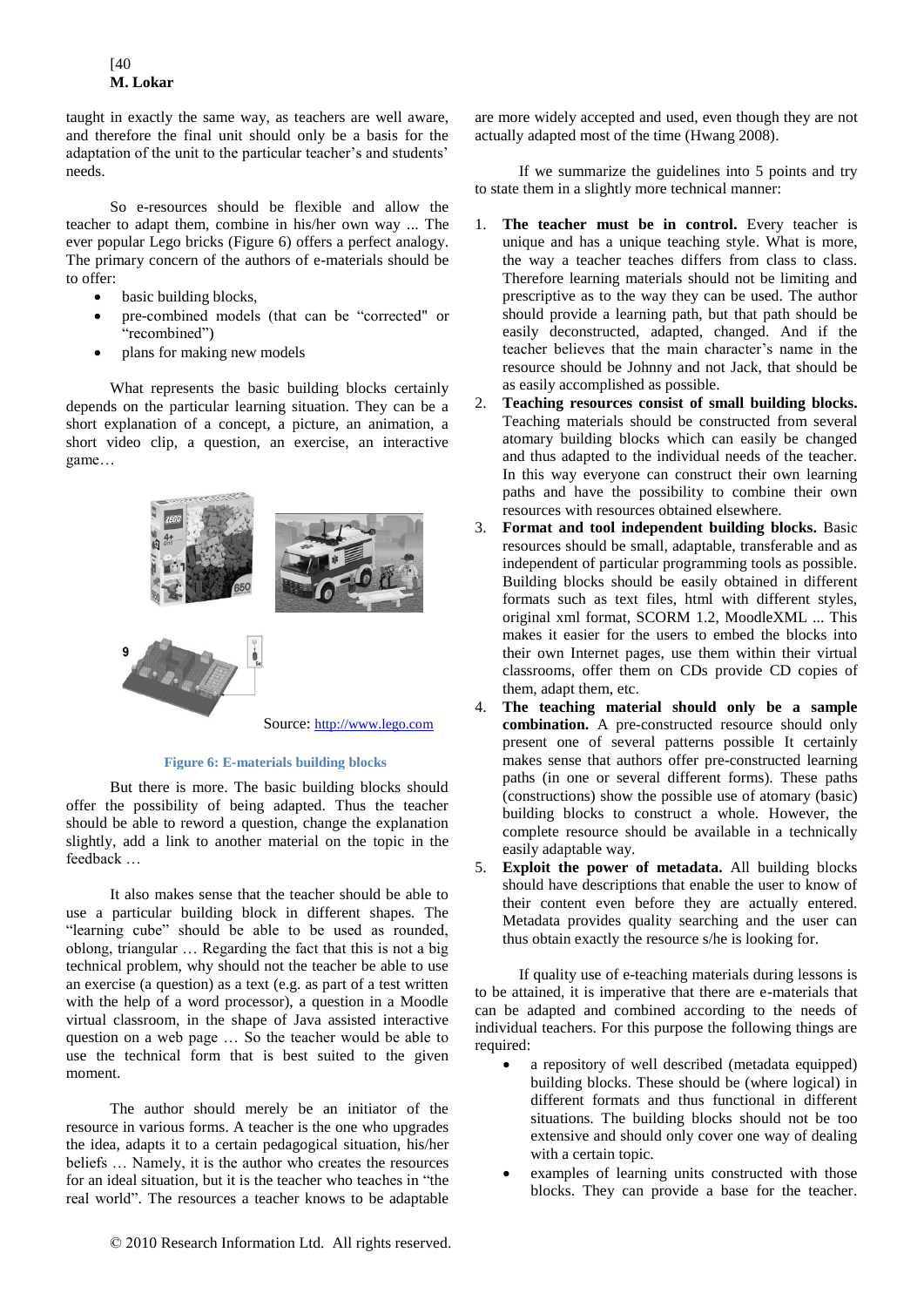taught in exactly the same way, as teachers are well aware, and therefore the final unit should only be a basis for the adaptation of the unit to the particular teacher's and students' needs.

So e-resources should be flexible and allow the teacher to adapt them, combine in his/her own way ... The ever popular Lego bricks (Figure 6) offers a perfect analogy. The primary concern of the authors of e-materials should be to offer:

- basic building blocks,
- pre-combined models (that can be "corrected" or "recombined")
- plans for making new models

What represents the basic building blocks certainly depends on the particular learning situation. They can be a short explanation of a concept, a picture, an animation, a short video clip, a question, an exercise, an interactive game…

Source: http://www.lego.com

**Figure 6: E-materials building blocks**

But there is more. The basic building blocks should offer the possibility of being adapted. Thus the teacher should be able to reword a question, change the explanation slightly, add a link to another material on the topic in the feedback …

It also makes sense that the teacher should be able to use a particular building block in different shapes. The "learning cube" should be able to be used as rounded, oblong, triangular … Regarding the fact that this is not a big technical problem, why should not the teacher be able to use an exercise (a question) as a text (e.g. as part of a test written with the help of a word processor), a question in a Moodle virtual classroom, in the shape of Java assisted interactive question on a web page … So the teacher would be able to use the technical form that is best suited to the given moment.

The author should merely be an initiator of the resource in various forms. A teacher is the one who upgrades the idea, adapts it to a certain pedagogical situation, his/her beliefs … Namely, it is the author who creates the resources for an ideal situation, but it is the teacher who teaches in "the real world". The resources a teacher knows to be adaptable are more widely accepted and used, even though they are not actually adapted most of the time (Hwang 2008).

If we summarize the guidelines into 5 points and try to state them in a slightly more technical manner:

1. **The teacher must be in control.** Every teacher is unique and has a unique teaching style. What is more, the way a teacher teaches differs from class to class. Therefore learning materials should not be limiting and prescriptive as to the way they can be used. The author should provide a learning path, but that path should be easily deconstructed, adapted, changed. And if the teacher believes that the main character's name in the resource should be Johnny and not Jack, that should be as easily accomplished as possible.
2. **Teaching resources consist of small building blocks.** Teaching materials should be constructed from several atomary building blocks which can easily be changed and thus adapted to the individual needs of the teacher. In this way everyone can construct their own learning paths and have the possibility to combine their own resources with resources obtained elsewhere.
3. **Format and tool independent building blocks.** Basic resources should be small, adaptable, transferable and as independent of particular programming tools as possible. Building blocks should be easily obtained in different formats such as text files, html with different styles, original xml format, SCORM 1.2, MoodleXML ... This makes it easier for the users to embed the blocks into their own Internet pages, use them within their virtual classrooms, offer them on CDs provide CD copies of them, adapt them, etc.
4. **The teaching material should only be a sample combination.** A pre-constructed resource should only present one of several patterns possible It certainly makes sense that authors offer pre-constructed learning paths (in one or several different forms). These paths (constructions) show the possible use of atomary (basic) building blocks to construct a whole. However, the complete resource should be available in a technically easily adaptable way.
5. **Exploit the power of metadata.** All building blocks should have descriptions that enable the user to know of their content even before they are actually entered. Metadata provides quality searching and the user can thus obtain exactly the resource s/he is looking for.

If quality use of e-teaching materials during lessons is to be attained, it is imperative that there are e-materials that can be adapted and combined according to the needs of individual teachers. For this purpose the following things are required:

- a repository of well described (metadata equipped) building blocks. These should be (where logical) in different formats and thus functional in different situations. The building blocks should not be too extensive and should only cover one way of dealing with a certain topic.
- examples of learning units constructed with those blocks. They can provide a base for the teacher.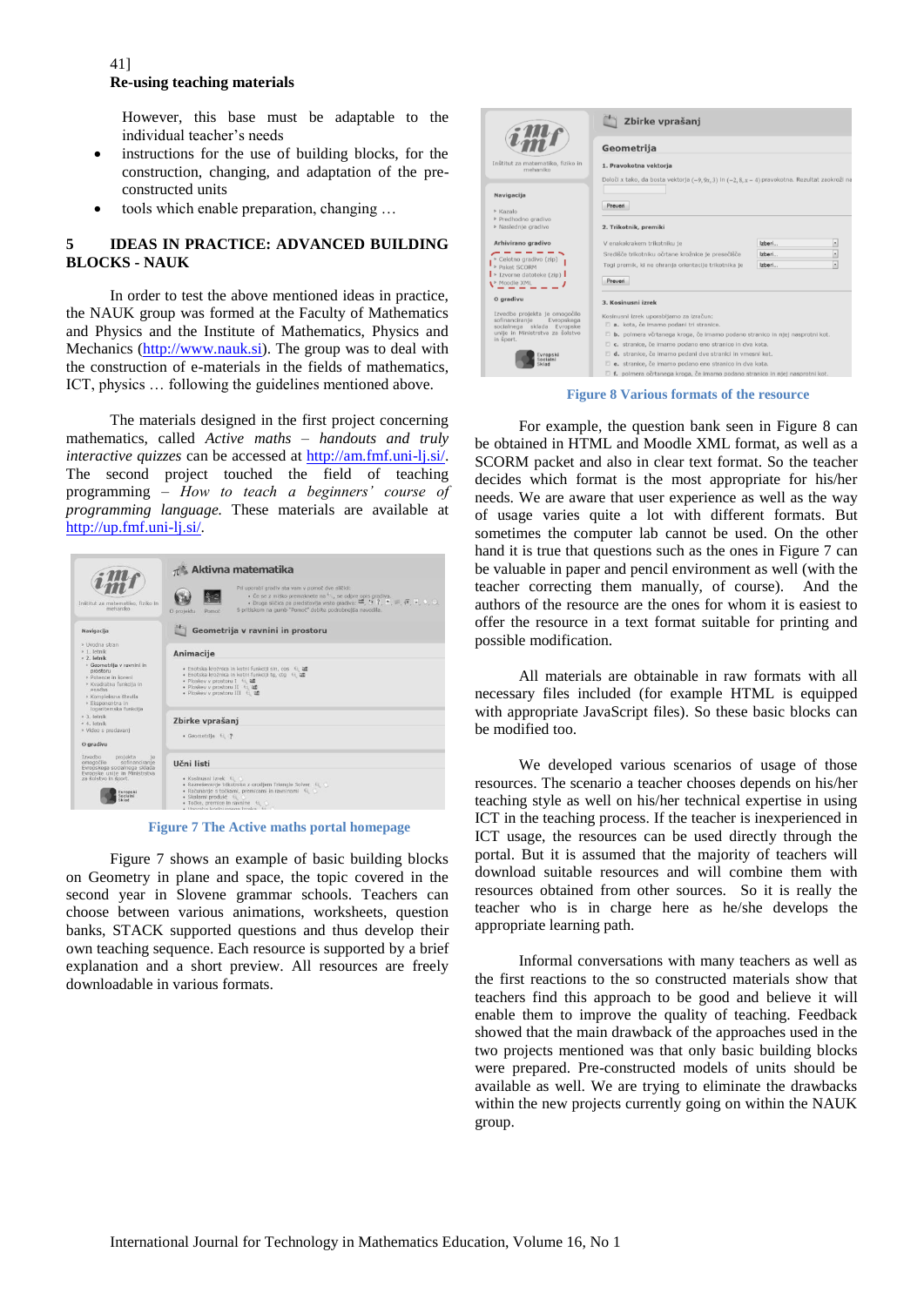41]
**Re-using teaching materials**

However, this base must be adaptable to the individual teacher's needs

- instructions for the use of building blocks, for the construction, changing, and adaptation of the pre-constructed units
- tools which enable preparation, changing …

## 5 IDEAS IN PRACTICE: ADVANCED BUILDING BLOCKS - NAUK

In order to test the above mentioned ideas in practice, the NAUK group was formed at the Faculty of Mathematics and Physics and the Institute of Mathematics, Physics and Mechanics (http://www.nauk.si). The group was to deal with the construction of e-materials in the fields of mathematics, ICT, physics … following the guidelines mentioned above.

The materials designed in the first project concerning mathematics, called *Active maths – handouts and truly interactive quizzes* can be accessed at http://am.fmf.uni-lj.si/. The second project touched the field of teaching programming – *How to teach a beginners' course of programming language*. These materials are available at http://up.fmf.uni-lj.si/.

Figure 7 The Active maths portal homepage

Figure 7 shows an example of basic building blocks on Geometry in plane and space, the topic covered in the second year in Slovene grammar schools. Teachers can choose between various animations, worksheets, question banks, STACK supported questions and thus develop their own teaching sequence. Each resource is supported by a brief explanation and a short preview. All resources are freely downloadable in various formats.

Figure 8 Various formats of the resource

For example, the question bank seen in Figure 8 can be obtained in HTML and Moodle XML format, as well as a SCORM packet and also in clear text format. So the teacher decides which format is the most appropriate for his/her needs. We are aware that user experience as well as the way of usage varies quite a lot with different formats. But sometimes the computer lab cannot be used. On the other hand it is true that questions such as the ones in Figure 7 can be valuable in paper and pencil environment as well (with the teacher correcting them manually, of course). And the authors of the resource are the ones for whom it is easiest to offer the resource in a text format suitable for printing and possible modification.

All materials are obtainable in raw formats with all necessary files included (for example HTML is equipped with appropriate JavaScript files). So these basic blocks can be modified too.

We developed various scenarios of usage of those resources. The scenario a teacher chooses depends on his/her teaching style as well on his/her technical expertise in using ICT in the teaching process. If the teacher is inexperienced in ICT usage, the resources can be used directly through the portal. But it is assumed that the majority of teachers will download suitable resources and will combine them with resources obtained from other sources. So it is really the teacher who is in charge here as he/she develops the appropriate learning path.

Informal conversations with many teachers as well as the first reactions to the so constructed materials show that teachers find this approach to be good and believe it will enable them to improve the quality of teaching. Feedback showed that the main drawback of the approaches used in the two projects mentioned was that only basic building blocks were prepared. Pre-constructed models of units should be available as well. We are trying to eliminate the drawbacks within the new projects currently going on within the NAUK group.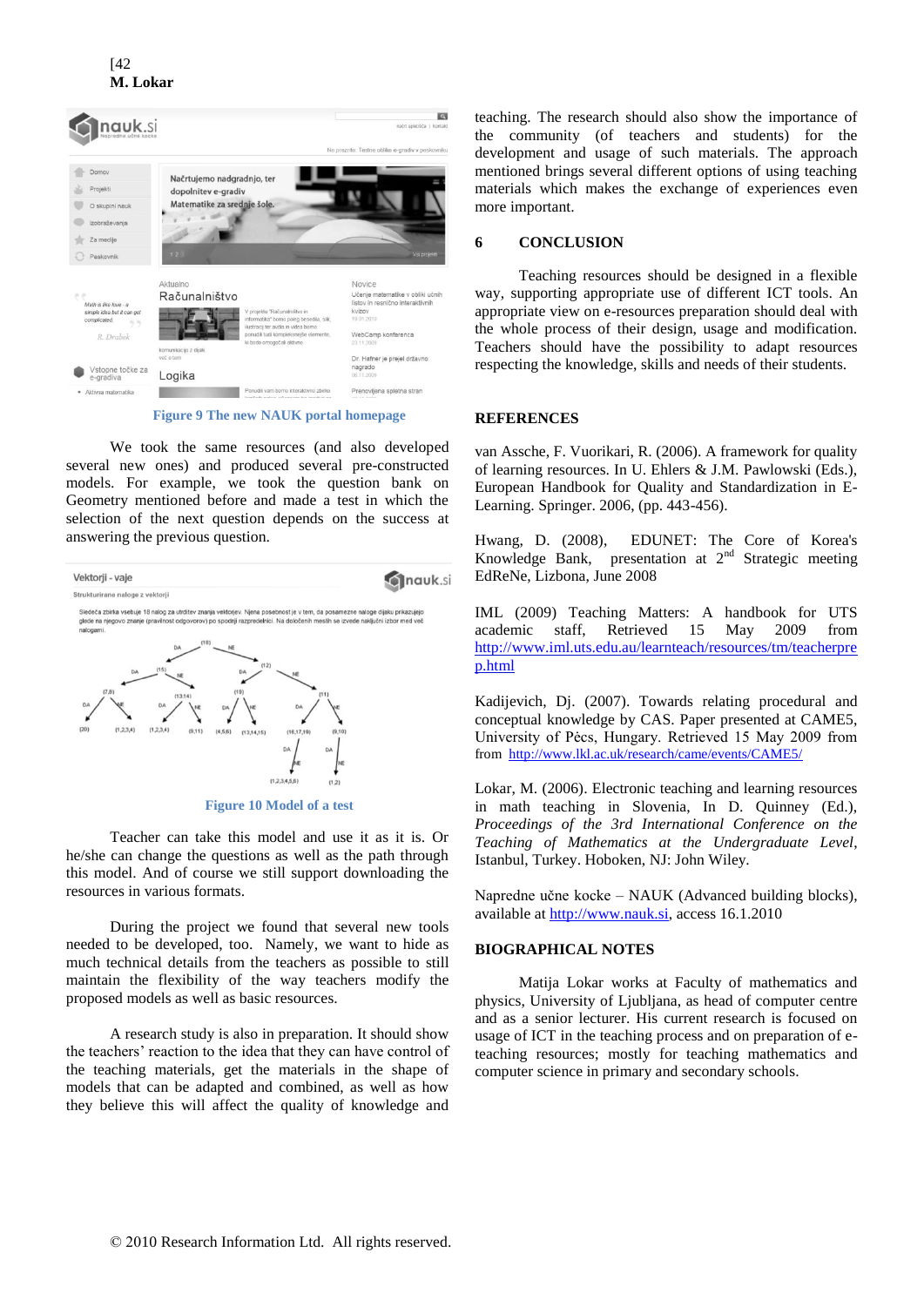Figure 9 The new NAUK portal homepage

We took the same resources (and also developed several new ones) and produced several pre-constructed models. For example, we took the question bank on Geometry mentioned before and made a test in which the selection of the next question depends on the success at answering the previous question.

Figure 10 Model of a test

Teacher can take this model and use it as it is. Or he/she can change the questions as well as the path through this model. And of course we still support downloading the resources in various formats.

During the project we found that several new tools needed to be developed, too. Namely, we want to hide as much technical details from the teachers as possible to still maintain the flexibility of the way teachers modify the proposed models as well as basic resources.

A research study is also in preparation. It should show the teachers' reaction to the idea that they can have control of the teaching materials, get the materials in the shape of models that can be adapted and combined, as well as how they believe this will affect the quality of knowledge and teaching. The research should also show the importance of the community (of teachers and students) for the development and usage of such materials. The approach mentioned brings several different options of using teaching materials which makes the exchange of experiences even more important.

## 6 CONCLUSION

Teaching resources should be designed in a flexible way, supporting appropriate use of different ICT tools. An appropriate view on e-resources preparation should deal with the whole process of their design, usage and modification. Teachers should have the possibility to adapt resources respecting the knowledge, skills and needs of their students.

## REFERENCES

van Assche, F. Vuorikari, R. (2006). A framework for quality of learning resources. In U. Ehlers & J.M. Pawlowski (Eds.), European Handbook for Quality and Standardization in E-Learning. Springer. 2006, (pp. 443-456).

Hwang, D. (2008), EDUNET: The Core of Korea's Knowledge Bank, presentation at 2nd Strategic meeting EdReNe, Lizbona, June 2008

IML (2009) Teaching Matters: A handbook for UTS academic staff, Retrieved 15 May 2009 from http://www.iml.uts.edu.au/learnteach/resources/tm/teacherprep.html

Kadijevich, Dj. (2007). Towards relating procedural and conceptual knowledge by CAS. Paper presented at CAME5, University of Pécs, Hungary. Retrieved 15 May 2009 from http://www.lkl.ac.uk/research/came/events/CAME5/

Lokar, M. (2006). Electronic teaching and learning resources in math teaching in Slovenia, In D. Quinney (Ed.), *Proceedings of the 3rd International Conference on the Teaching of Mathematics at the Undergraduate Level*, Istanbul, Turkey. Hoboken, NJ: John Wiley.

Napredne učne kocke – NAUK (Advanced building blocks), available at http://www.nauk.si, access 16.1.2010

## BIOGRAPHICAL NOTES

Matija Lokar works at Faculty of mathematics and physics, University of Ljubljana, as head of computer centre and as a senior lecturer. His current research is focused on usage of ICT in the teaching process and on preparation of e-teaching resources; mostly for teaching mathematics and computer science in primary and secondary schools.